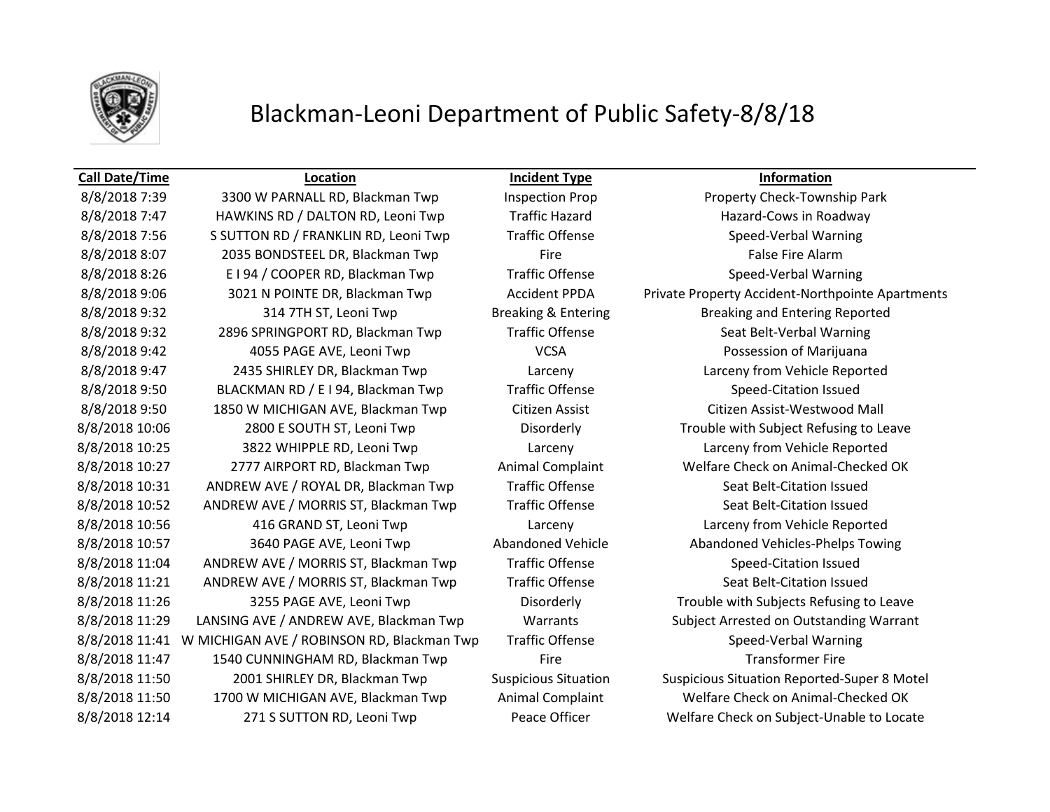# Blackman-Leoni Department of Public Safety-8/8/18

| Call Date/Time | Location | Incident Type | Information |
|---|---|---|---|
| 8/8/2018 7:39 | 3300 W PARNALL RD, Blackman Twp | Inspection Prop | Property Check-Township Park |
| 8/8/2018 7:47 | HAWKINS RD / DALTON RD, Leoni Twp | Traffic Hazard | Hazard-Cows in Roadway |
| 8/8/2018 7:56 | S SUTTON RD / FRANKLIN RD, Leoni Twp | Traffic Offense | Speed-Verbal Warning |
| 8/8/2018 8:07 | 2035 BONDSTEEL DR, Blackman Twp | Fire | False Fire Alarm |
| 8/8/2018 8:26 | E I 94 / COOPER RD, Blackman Twp | Traffic Offense | Speed-Verbal Warning |
| 8/8/2018 9:06 | 3021 N POINTE DR, Blackman Twp | Accident PPDA | Private Property Accident-Northpointe Apartments |
| 8/8/2018 9:32 | 314 7TH ST, Leoni Twp | Breaking & Entering | Breaking and Entering Reported |
| 8/8/2018 9:32 | 2896 SPRINGPORT RD, Blackman Twp | Traffic Offense | Seat Belt-Verbal Warning |
| 8/8/2018 9:42 | 4055 PAGE AVE, Leoni Twp | VCSA | Possession of Marijuana |
| 8/8/2018 9:47 | 2435 SHIRLEY DR, Blackman Twp | Larceny | Larceny from Vehicle Reported |
| 8/8/2018 9:50 | BLACKMAN RD / E I 94, Blackman Twp | Traffic Offense | Speed-Citation Issued |
| 8/8/2018 9:50 | 1850 W MICHIGAN AVE, Blackman Twp | Citizen Assist | Citizen Assist-Westwood Mall |
| 8/8/2018 10:06 | 2800 E SOUTH ST, Leoni Twp | Disorderly | Trouble with Subject Refusing to Leave |
| 8/8/2018 10:25 | 3822 WHIPPLE RD, Leoni Twp | Larceny | Larceny from Vehicle Reported |
| 8/8/2018 10:27 | 2777 AIRPORT RD, Blackman Twp | Animal Complaint | Welfare Check on Animal-Checked OK |
| 8/8/2018 10:31 | ANDREW AVE / ROYAL DR, Blackman Twp | Traffic Offense | Seat Belt-Citation Issued |
| 8/8/2018 10:52 | ANDREW AVE / MORRIS ST, Blackman Twp | Traffic Offense | Seat Belt-Citation Issued |
| 8/8/2018 10:56 | 416 GRAND ST, Leoni Twp | Larceny | Larceny from Vehicle Reported |
| 8/8/2018 10:57 | 3640 PAGE AVE, Leoni Twp | Abandoned Vehicle | Abandoned Vehicles-Phelps Towing |
| 8/8/2018 11:04 | ANDREW AVE / MORRIS ST, Blackman Twp | Traffic Offense | Speed-Citation Issued |
| 8/8/2018 11:21 | ANDREW AVE / MORRIS ST, Blackman Twp | Traffic Offense | Seat Belt-Citation Issued |
| 8/8/2018 11:26 | 3255 PAGE AVE, Leoni Twp | Disorderly | Trouble with Subjects Refusing to Leave |
| 8/8/2018 11:29 | LANSING AVE / ANDREW AVE, Blackman Twp | Warrants | Subject Arrested on Outstanding Warrant |
| 8/8/2018 11:41 | W MICHIGAN AVE / ROBINSON RD, Blackman Twp | Traffic Offense | Speed-Verbal Warning |
| 8/8/2018 11:47 | 1540 CUNNINGHAM RD, Blackman Twp | Fire | Transformer Fire |
| 8/8/2018 11:50 | 2001 SHIRLEY DR, Blackman Twp | Suspicious Situation | Suspicious Situation Reported-Super 8 Motel |
| 8/8/2018 11:50 | 1700 W MICHIGAN AVE, Blackman Twp | Animal Complaint | Welfare Check on Animal-Checked OK |
| 8/8/2018 12:14 | 271 S SUTTON RD, Leoni Twp | Peace Officer | Welfare Check on Subject-Unable to Locate |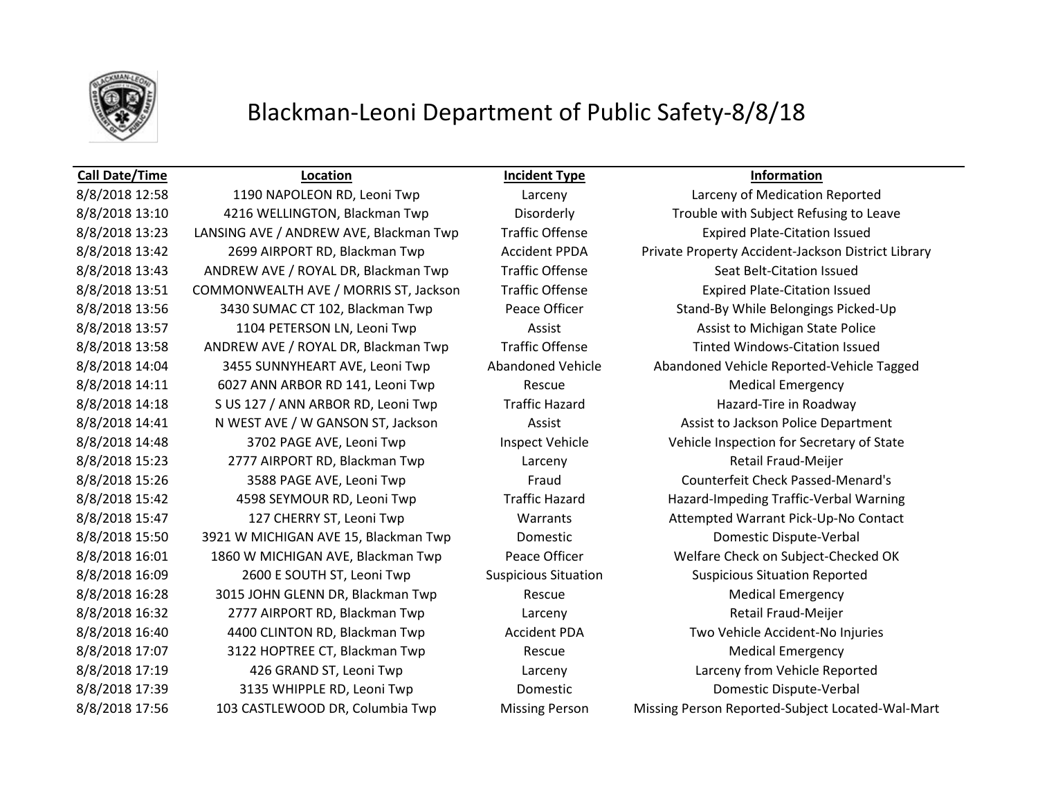# Blackman-Leoni Department of Public Safety-8/8/18

| Call Date/Time | Location | Incident Type | Information |
|---|---|---|---|
| 8/8/2018 12:58 | 1190 NAPOLEON RD, Leoni Twp | Larceny | Larceny of Medication Reported |
| 8/8/2018 13:10 | 4216 WELLINGTON, Blackman Twp | Disorderly | Trouble with Subject Refusing to Leave |
| 8/8/2018 13:23 | LANSING AVE / ANDREW AVE, Blackman Twp | Traffic Offense | Expired Plate-Citation Issued |
| 8/8/2018 13:42 | 2699 AIRPORT RD, Blackman Twp | Accident PPDA | Private Property Accident-Jackson District Library |
| 8/8/2018 13:43 | ANDREW AVE / ROYAL DR, Blackman Twp | Traffic Offense | Seat Belt-Citation Issued |
| 8/8/2018 13:51 | COMMONWEALTH AVE / MORRIS ST, Jackson | Traffic Offense | Expired Plate-Citation Issued |
| 8/8/2018 13:56 | 3430 SUMAC CT 102, Blackman Twp | Peace Officer | Stand-By While Belongings Picked-Up |
| 8/8/2018 13:57 | 1104 PETERSON LN, Leoni Twp | Assist | Assist to Michigan State Police |
| 8/8/2018 13:58 | ANDREW AVE / ROYAL DR, Blackman Twp | Traffic Offense | Tinted Windows-Citation Issued |
| 8/8/2018 14:04 | 3455 SUNNYHEART AVE, Leoni Twp | Abandoned Vehicle | Abandoned Vehicle Reported-Vehicle Tagged |
| 8/8/2018 14:11 | 6027 ANN ARBOR RD 141, Leoni Twp | Rescue | Medical Emergency |
| 8/8/2018 14:18 | S US 127 / ANN ARBOR RD, Leoni Twp | Traffic Hazard | Hazard-Tire in Roadway |
| 8/8/2018 14:41 | N WEST AVE / W GANSON ST, Jackson | Assist | Assist to Jackson Police Department |
| 8/8/2018 14:48 | 3702 PAGE AVE, Leoni Twp | Inspect Vehicle | Vehicle Inspection for Secretary of State |
| 8/8/2018 15:23 | 2777 AIRPORT RD, Blackman Twp | Larceny | Retail Fraud-Meijer |
| 8/8/2018 15:26 | 3588 PAGE AVE, Leoni Twp | Fraud | Counterfeit Check Passed-Menard's |
| 8/8/2018 15:42 | 4598 SEYMOUR RD, Leoni Twp | Traffic Hazard | Hazard-Impeding Traffic-Verbal Warning |
| 8/8/2018 15:47 | 127 CHERRY ST, Leoni Twp | Warrants | Attempted Warrant Pick-Up-No Contact |
| 8/8/2018 15:50 | 3921 W MICHIGAN AVE 15, Blackman Twp | Domestic | Domestic Dispute-Verbal |
| 8/8/2018 16:01 | 1860 W MICHIGAN AVE, Blackman Twp | Peace Officer | Welfare Check on Subject-Checked OK |
| 8/8/2018 16:09 | 2600 E SOUTH ST, Leoni Twp | Suspicious Situation | Suspicious Situation Reported |
| 8/8/2018 16:28 | 3015 JOHN GLENN DR, Blackman Twp | Rescue | Medical Emergency |
| 8/8/2018 16:32 | 2777 AIRPORT RD, Blackman Twp | Larceny | Retail Fraud-Meijer |
| 8/8/2018 16:40 | 4400 CLINTON RD, Blackman Twp | Accident PDA | Two Vehicle Accident-No Injuries |
| 8/8/2018 17:07 | 3122 HOPTREE CT, Blackman Twp | Rescue | Medical Emergency |
| 8/8/2018 17:19 | 426 GRAND ST, Leoni Twp | Larceny | Larceny from Vehicle Reported |
| 8/8/2018 17:39 | 3135 WHIPPLE RD, Leoni Twp | Domestic | Domestic Dispute-Verbal |
| 8/8/2018 17:56 | 103 CASTLEWOOD DR, Columbia Twp | Missing Person | Missing Person Reported-Subject Located-Wal-Mart |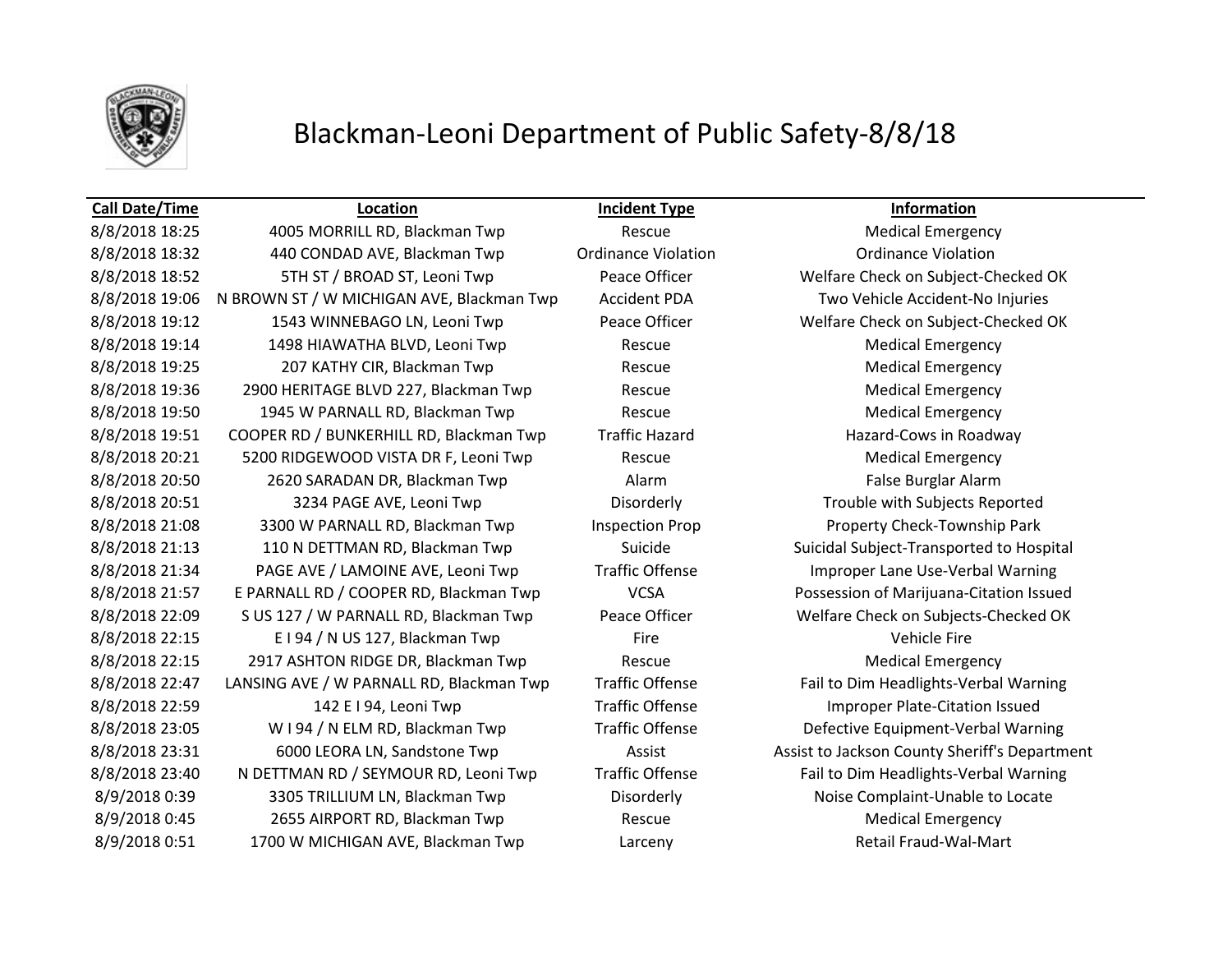# Blackman-Leoni Department of Public Safety-8/8/18

| Call Date/Time | Location | Incident Type | Information |
|---|---|---|---|
| 8/8/2018 18:25 | 4005 MORRILL RD, Blackman Twp | Rescue | Medical Emergency |
| 8/8/2018 18:32 | 440 CONDAD AVE, Blackman Twp | Ordinance Violation | Ordinance Violation |
| 8/8/2018 18:52 | 5TH ST / BROAD ST, Leoni Twp | Peace Officer | Welfare Check on Subject-Checked OK |
| 8/8/2018 19:06 | N BROWN ST / W MICHIGAN AVE, Blackman Twp | Accident PDA | Two Vehicle Accident-No Injuries |
| 8/8/2018 19:12 | 1543 WINNEBAGO LN, Leoni Twp | Peace Officer | Welfare Check on Subject-Checked OK |
| 8/8/2018 19:14 | 1498 HIAWATHA BLVD, Leoni Twp | Rescue | Medical Emergency |
| 8/8/2018 19:25 | 207 KATHY CIR, Blackman Twp | Rescue | Medical Emergency |
| 8/8/2018 19:36 | 2900 HERITAGE BLVD 227, Blackman Twp | Rescue | Medical Emergency |
| 8/8/2018 19:50 | 1945 W PARNALL RD, Blackman Twp | Rescue | Medical Emergency |
| 8/8/2018 19:51 | COOPER RD / BUNKERHILL RD, Blackman Twp | Traffic Hazard | Hazard-Cows in Roadway |
| 8/8/2018 20:21 | 5200 RIDGEWOOD VISTA DR F, Leoni Twp | Rescue | Medical Emergency |
| 8/8/2018 20:50 | 2620 SARADAN DR, Blackman Twp | Alarm | False Burglar Alarm |
| 8/8/2018 20:51 | 3234 PAGE AVE, Leoni Twp | Disorderly | Trouble with Subjects Reported |
| 8/8/2018 21:08 | 3300 W PARNALL RD, Blackman Twp | Inspection Prop | Property Check-Township Park |
| 8/8/2018 21:13 | 110 N DETTMAN RD, Blackman Twp | Suicide | Suicidal Subject-Transported to Hospital |
| 8/8/2018 21:34 | PAGE AVE / LAMOINE AVE, Leoni Twp | Traffic Offense | Improper Lane Use-Verbal Warning |
| 8/8/2018 21:57 | E PARNALL RD / COOPER RD, Blackman Twp | VCSA | Possession of Marijuana-Citation Issued |
| 8/8/2018 22:09 | S US 127 / W PARNALL RD, Blackman Twp | Peace Officer | Welfare Check on Subjects-Checked OK |
| 8/8/2018 22:15 | E I 94 / N US 127, Blackman Twp | Fire | Vehicle Fire |
| 8/8/2018 22:15 | 2917 ASHTON RIDGE DR, Blackman Twp | Rescue | Medical Emergency |
| 8/8/2018 22:47 | LANSING AVE / W PARNALL RD, Blackman Twp | Traffic Offense | Fail to Dim Headlights-Verbal Warning |
| 8/8/2018 22:59 | 142 E I 94, Leoni Twp | Traffic Offense | Improper Plate-Citation Issued |
| 8/8/2018 23:05 | W I 94 / N ELM RD, Blackman Twp | Traffic Offense | Defective Equipment-Verbal Warning |
| 8/8/2018 23:31 | 6000 LEORA LN, Sandstone Twp | Assist | Assist to Jackson County Sheriff's Department |
| 8/8/2018 23:40 | N DETTMAN RD / SEYMOUR RD, Leoni Twp | Traffic Offense | Fail to Dim Headlights-Verbal Warning |
| 8/9/2018 0:39 | 3305 TRILLIUM LN, Blackman Twp | Disorderly | Noise Complaint-Unable to Locate |
| 8/9/2018 0:45 | 2655 AIRPORT RD, Blackman Twp | Rescue | Medical Emergency |
| 8/9/2018 0:51 | 1700 W MICHIGAN AVE, Blackman Twp | Larceny | Retail Fraud-Wal-Mart |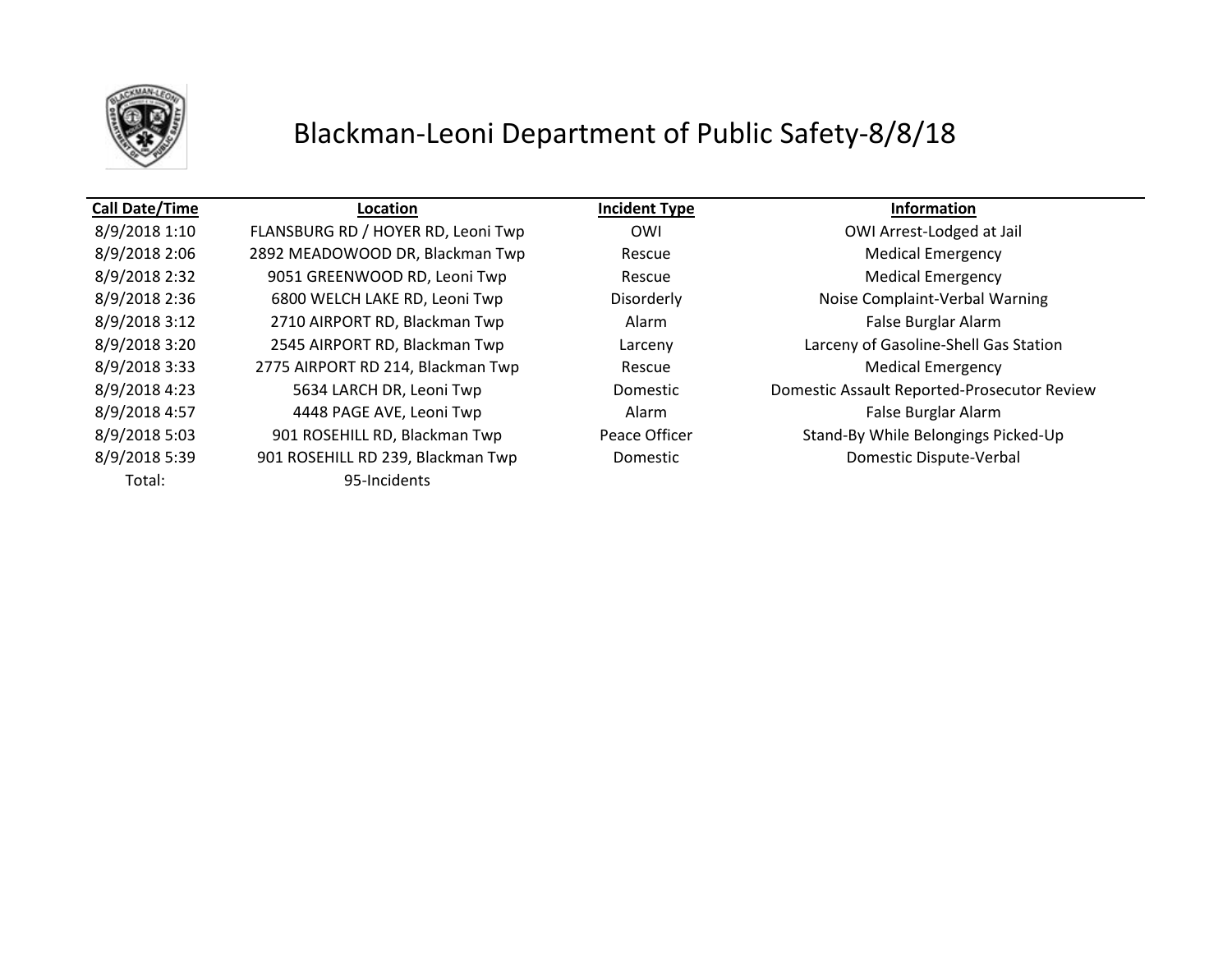# Blackman-Leoni Department of Public Safety-8/8/18

| Call Date/Time | Location | Incident Type | Information |
|---|---|---|---|
| 8/9/2018 1:10 | FLANSBURG RD / HOYER RD, Leoni Twp | OWI | OWI Arrest-Lodged at Jail |
| 8/9/2018 2:06 | 2892 MEADOWOOD DR, Blackman Twp | Rescue | Medical Emergency |
| 8/9/2018 2:32 | 9051 GREENWOOD RD, Leoni Twp | Rescue | Medical Emergency |
| 8/9/2018 2:36 | 6800 WELCH LAKE RD, Leoni Twp | Disorderly | Noise Complaint-Verbal Warning |
| 8/9/2018 3:12 | 2710 AIRPORT RD, Blackman Twp | Alarm | False Burglar Alarm |
| 8/9/2018 3:20 | 2545 AIRPORT RD, Blackman Twp | Larceny | Larceny of Gasoline-Shell Gas Station |
| 8/9/2018 3:33 | 2775 AIRPORT RD 214, Blackman Twp | Rescue | Medical Emergency |
| 8/9/2018 4:23 | 5634 LARCH DR, Leoni Twp | Domestic | Domestic Assault Reported-Prosecutor Review |
| 8/9/2018 4:57 | 4448 PAGE AVE, Leoni Twp | Alarm | False Burglar Alarm |
| 8/9/2018 5:03 | 901 ROSEHILL RD, Blackman Twp | Peace Officer | Stand-By While Belongings Picked-Up |
| 8/9/2018 5:39 | 901 ROSEHILL RD 239, Blackman Twp | Domestic | Domestic Dispute-Verbal |
| Total: | 95-Incidents | | |